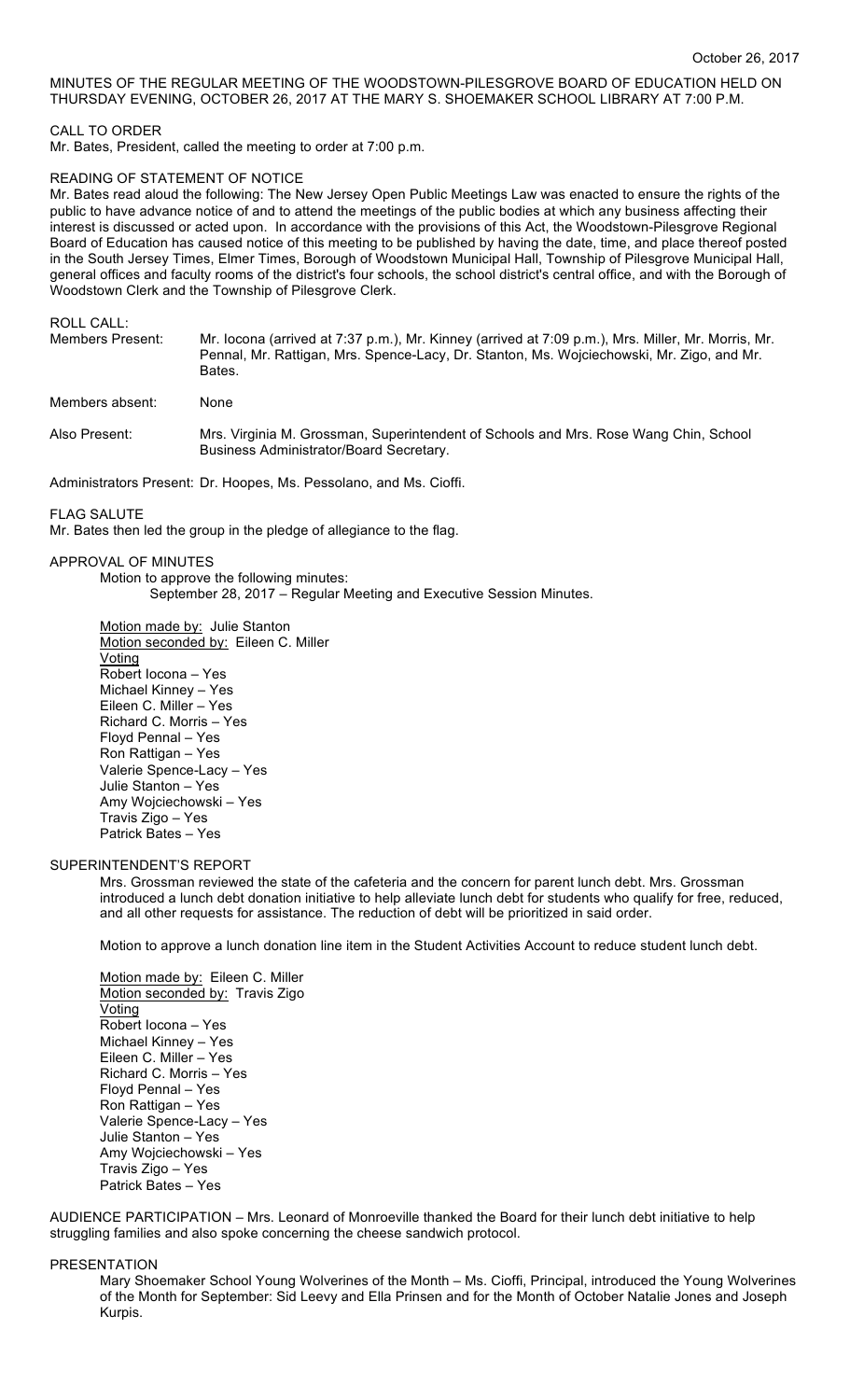October 26, 2017

MINUTES OF THE REGULAR MEETING OF THE WOODSTOWN-PILESGROVE BOARD OF EDUCATION HELD ON THURSDAY EVENING, OCTOBER 26, 2017 AT THE MARY S. SHOEMAKER SCHOOL LIBRARY AT 7:00 P.M.

CALL TO ORDER

Mr. Bates, President, called the meeting to order at 7:00 p.m.

READING OF STATEMENT OF NOTICE

Mr. Bates read aloud the following: The New Jersey Open Public Meetings Law was enacted to ensure the rights of the public to have advance notice of and to attend the meetings of the public bodies at which any business affecting their interest is discussed or acted upon. In accordance with the provisions of this Act, the Woodstown-Pilesgrove Regional Board of Education has caused notice of this meeting to be published by having the date, time, and place thereof posted in the South Jersey Times, Elmer Times, Borough of Woodstown Municipal Hall, Township of Pilesgrove Municipal Hall, general offices and faculty rooms of the district's four schools, the school district's central office, and with the Borough of Woodstown Clerk and the Township of Pilesgrove Clerk.

ROLL CALL:

Members Present: Mr. Iocona (arrived at 7:37 p.m.), Mr. Kinney (arrived at 7:09 p.m.), Mrs. Miller, Mr. Morris, Mr. Pennal, Mr. Rattigan, Mrs. Spence-Lacy, Dr. Stanton, Ms. Wojciechowski, Mr. Zigo, and Mr. Bates.

Members absent: None

Also Present: Mrs. Virginia M. Grossman, Superintendent of Schools and Mrs. Rose Wang Chin, School Business Administrator/Board Secretary.

Administrators Present: Dr. Hoopes, Ms. Pessolano, and Ms. Cioffi.

FLAG SALUTE

Mr. Bates then led the group in the pledge of allegiance to the flag.

APPROVAL OF MINUTES

Motion to approve the following minutes:
September 28, 2017 – Regular Meeting and Executive Session Minutes.

Motion made by: Julie Stanton
Motion seconded by: Eileen C. Miller
Voting
Robert Iocona – Yes
Michael Kinney – Yes
Eileen C. Miller – Yes
Richard C. Morris – Yes
Floyd Pennal – Yes
Ron Rattigan – Yes
Valerie Spence-Lacy – Yes
Julie Stanton – Yes
Amy Wojciechowski – Yes
Travis Zigo – Yes
Patrick Bates – Yes

SUPERINTENDENT'S REPORT

Mrs. Grossman reviewed the state of the cafeteria and the concern for parent lunch debt. Mrs. Grossman introduced a lunch debt donation initiative to help alleviate lunch debt for students who qualify for free, reduced, and all other requests for assistance. The reduction of debt will be prioritized in said order.

Motion to approve a lunch donation line item in the Student Activities Account to reduce student lunch debt.

Motion made by: Eileen C. Miller
Motion seconded by: Travis Zigo
Voting
Robert Iocona – Yes
Michael Kinney – Yes
Eileen C. Miller – Yes
Richard C. Morris – Yes
Floyd Pennal – Yes
Ron Rattigan – Yes
Valerie Spence-Lacy – Yes
Julie Stanton – Yes
Amy Wojciechowski – Yes
Travis Zigo – Yes
Patrick Bates – Yes

AUDIENCE PARTICIPATION – Mrs. Leonard of Monroeville thanked the Board for their lunch debt initiative to help struggling families and also spoke concerning the cheese sandwich protocol.

PRESENTATION

Mary Shoemaker School Young Wolverines of the Month – Ms. Cioffi, Principal, introduced the Young Wolverines of the Month for September: Sid Leevy and Ella Prinsen and for the Month of October Natalie Jones and Joseph Kurpis.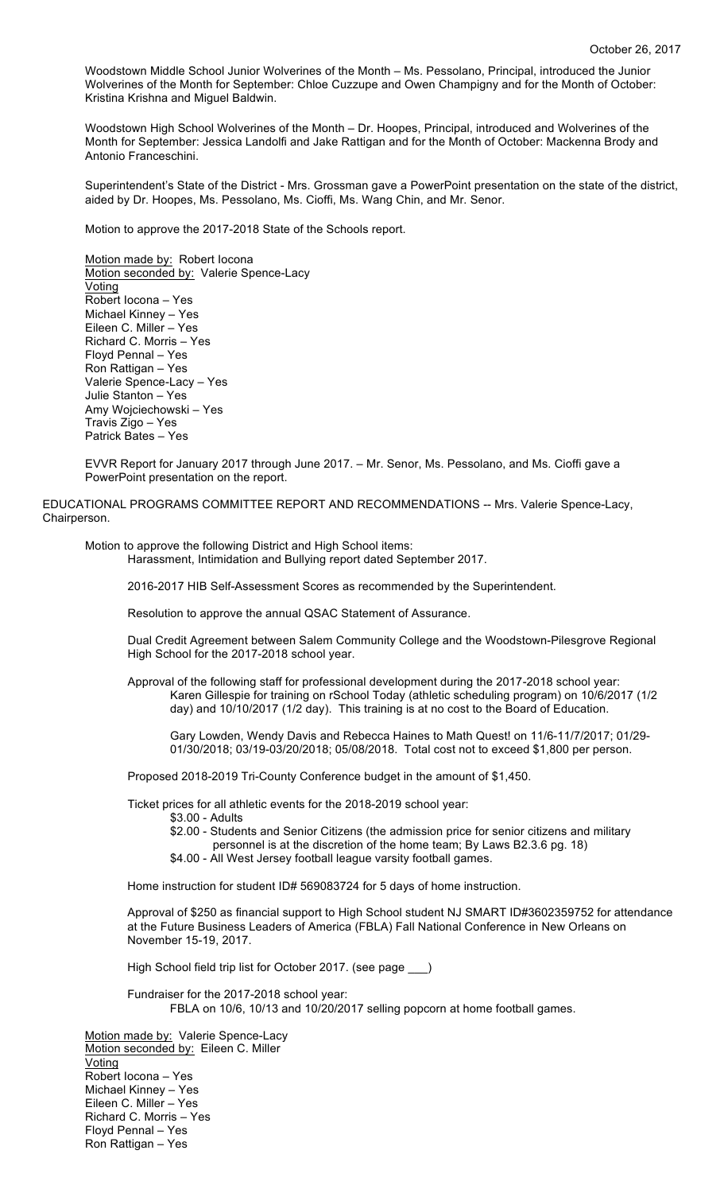Woodstown Middle School Junior Wolverines of the Month – Ms. Pessolano, Principal, introduced the Junior Wolverines of the Month for September: Chloe Cuzzupe and Owen Champigny and for the Month of October: Kristina Krishna and Miguel Baldwin.

Woodstown High School Wolverines of the Month – Dr. Hoopes, Principal, introduced and Wolverines of the Month for September: Jessica Landolfi and Jake Rattigan and for the Month of October: Mackenna Brody and Antonio Franceschini.

Superintendent's State of the District - Mrs. Grossman gave a PowerPoint presentation on the state of the district, aided by Dr. Hoopes, Ms. Pessolano, Ms. Cioffi, Ms. Wang Chin, and Mr. Senor.

Motion to approve the 2017-2018 State of the Schools report.

Motion made by: Robert Iocona
Motion seconded by: Valerie Spence-Lacy
Voting
Robert Iocona – Yes
Michael Kinney – Yes
Eileen C. Miller – Yes
Richard C. Morris – Yes
Floyd Pennal – Yes
Ron Rattigan – Yes
Valerie Spence-Lacy – Yes
Julie Stanton – Yes
Amy Wojciechowski – Yes
Travis Zigo – Yes
Patrick Bates – Yes

EVVR Report for January 2017 through June 2017. – Mr. Senor, Ms. Pessolano, and Ms. Cioffi gave a PowerPoint presentation on the report.

EDUCATIONAL PROGRAMS COMMITTEE REPORT AND RECOMMENDATIONS -- Mrs. Valerie Spence-Lacy, Chairperson.

Motion to approve the following District and High School items:

Harassment, Intimidation and Bullying report dated September 2017.

2016-2017 HIB Self-Assessment Scores as recommended by the Superintendent.

Resolution to approve the annual QSAC Statement of Assurance.

Dual Credit Agreement between Salem Community College and the Woodstown-Pilesgrove Regional High School for the 2017-2018 school year.

Approval of the following staff for professional development during the 2017-2018 school year:

Karen Gillespie for training on rSchool Today (athletic scheduling program) on 10/6/2017 (1/2 day) and 10/10/2017 (1/2 day). This training is at no cost to the Board of Education.

Gary Lowden, Wendy Davis and Rebecca Haines to Math Quest! on 11/6-11/7/2017; 01/29-01/30/2018; 03/19-03/20/2018; 05/08/2018. Total cost not to exceed $1,800 per person.

Proposed 2018-2019 Tri-County Conference budget in the amount of $1,450.

Ticket prices for all athletic events for the 2018-2019 school year:

- $3.00 - Adults
- $2.00 - Students and Senior Citizens (the admission price for senior citizens and military personnel is at the discretion of the home team; By Laws B2.3.6 pg. 18)
- $4.00 - All West Jersey football league varsity football games.

Home instruction for student ID# 569083724 for 5 days of home instruction.

Approval of $250 as financial support to High School student NJ SMART ID#3602359752 for attendance at the Future Business Leaders of America (FBLA) Fall National Conference in New Orleans on November 15-19, 2017.

High School field trip list for October 2017. (see page ___)

Fundraiser for the 2017-2018 school year:

FBLA on 10/6, 10/13 and 10/20/2017 selling popcorn at home football games.

Motion made by: Valerie Spence-Lacy
Motion seconded by: Eileen C. Miller
Voting
Robert Iocona – Yes
Michael Kinney – Yes
Eileen C. Miller – Yes
Richard C. Morris – Yes
Floyd Pennal – Yes
Ron Rattigan – Yes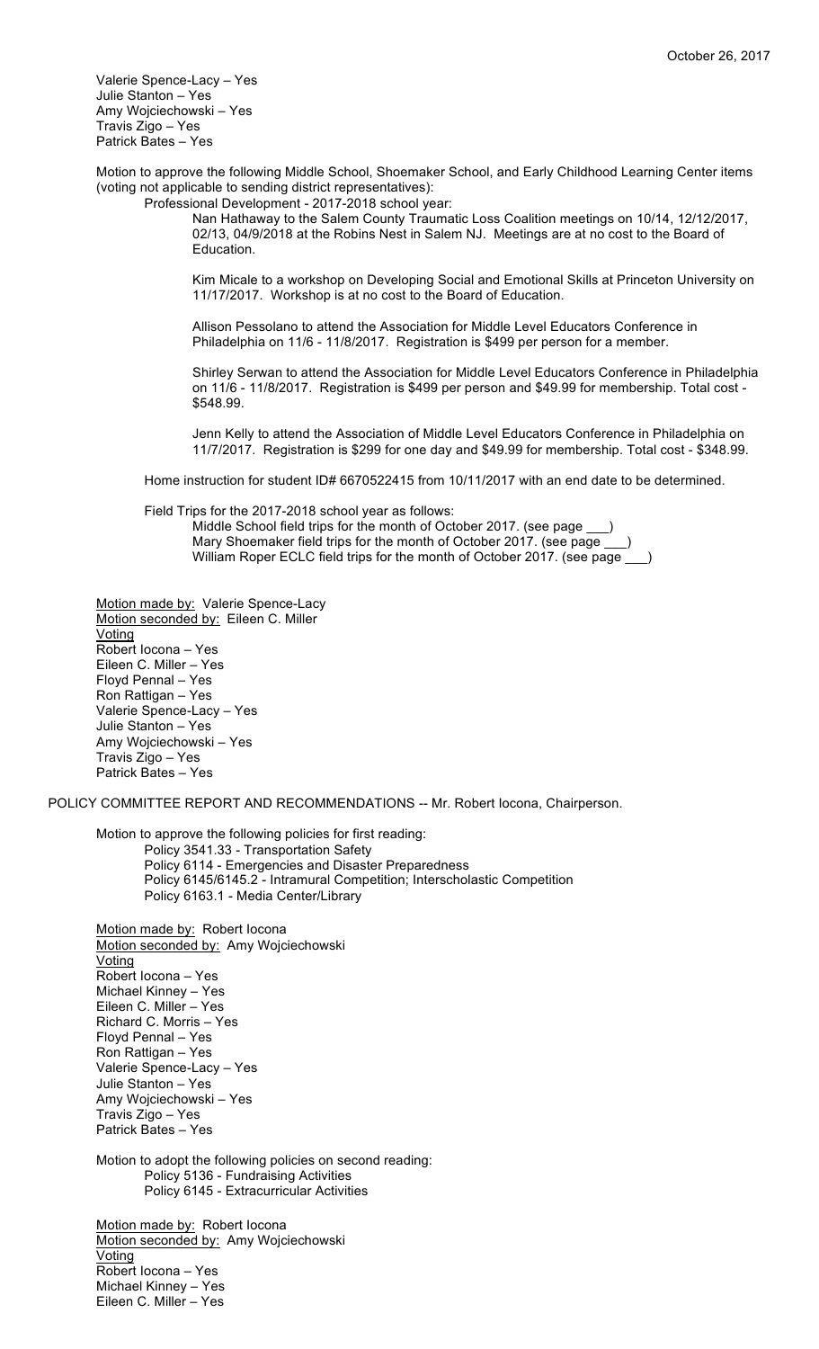Valerie Spence-Lacy – Yes
Julie Stanton – Yes
Amy Wojciechowski – Yes
Travis Zigo – Yes
Patrick Bates – Yes

Motion to approve the following Middle School, Shoemaker School, and Early Childhood Learning Center items (voting not applicable to sending district representatives):

Professional Development - 2017-2018 school year:

Nan Hathaway to the Salem County Traumatic Loss Coalition meetings on 10/14, 12/12/2017, 02/13, 04/9/2018 at the Robins Nest in Salem NJ. Meetings are at no cost to the Board of Education.

Kim Micale to a workshop on Developing Social and Emotional Skills at Princeton University on 11/17/2017. Workshop is at no cost to the Board of Education.

Allison Pessolano to attend the Association for Middle Level Educators Conference in Philadelphia on 11/6 - 11/8/2017. Registration is $499 per person for a member.

Shirley Serwan to attend the Association for Middle Level Educators Conference in Philadelphia on 11/6 - 11/8/2017. Registration is $499 per person and $49.99 for membership. Total cost - $548.99.

Jenn Kelly to attend the Association of Middle Level Educators Conference in Philadelphia on 11/7/2017. Registration is $299 for one day and $49.99 for membership. Total cost - $348.99.

Home instruction for student ID# 6670522415 from 10/11/2017 with an end date to be determined.

Field Trips for the 2017-2018 school year as follows:

Middle School field trips for the month of October 2017. (see page ___)
Mary Shoemaker field trips for the month of October 2017. (see page ___)
William Roper ECLC field trips for the month of October 2017. (see page ___)

Motion made by: Valerie Spence-Lacy
Motion seconded by: Eileen C. Miller
Voting
Robert Iocona – Yes
Eileen C. Miller – Yes
Floyd Pennal – Yes
Ron Rattigan – Yes
Valerie Spence-Lacy – Yes
Julie Stanton – Yes
Amy Wojciechowski – Yes
Travis Zigo – Yes
Patrick Bates – Yes

POLICY COMMITTEE REPORT AND RECOMMENDATIONS -- Mr. Robert Iocona, Chairperson.

Motion to approve the following policies for first reading:

Policy 3541.33 - Transportation Safety
Policy 6114 - Emergencies and Disaster Preparedness
Policy 6145/6145.2 - Intramural Competition; Interscholastic Competition
Policy 6163.1 - Media Center/Library

Motion made by: Robert Iocona
Motion seconded by: Amy Wojciechowski
Voting
Robert Iocona – Yes
Michael Kinney – Yes
Eileen C. Miller – Yes
Richard C. Morris – Yes
Floyd Pennal – Yes
Ron Rattigan – Yes
Valerie Spence-Lacy – Yes
Julie Stanton – Yes
Amy Wojciechowski – Yes
Travis Zigo – Yes
Patrick Bates – Yes

Motion to adopt the following policies on second reading:

Policy 5136 - Fundraising Activities
Policy 6145 - Extracurricular Activities

Motion made by: Robert Iocona
Motion seconded by: Amy Wojciechowski
Voting
Robert Iocona – Yes
Michael Kinney – Yes
Eileen C. Miller – Yes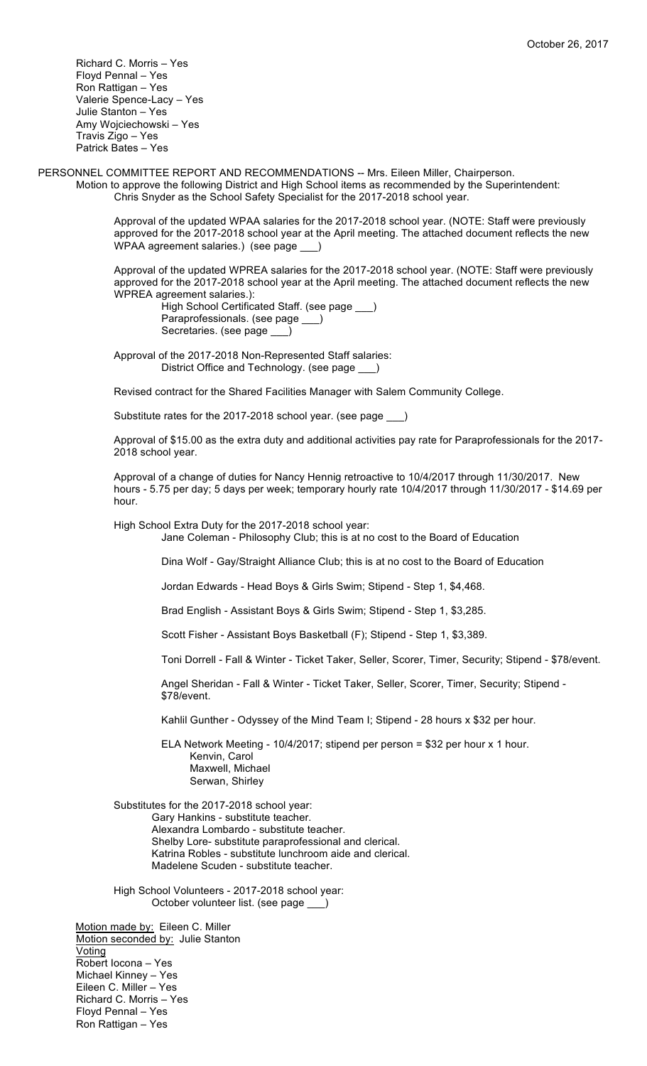Richard C. Morris – Yes
Floyd Pennal – Yes
Ron Rattigan – Yes
Valerie Spence-Lacy – Yes
Julie Stanton – Yes
Amy Wojciechowski – Yes
Travis Zigo – Yes
Patrick Bates – Yes

PERSONNEL COMMITTEE REPORT AND RECOMMENDATIONS -- Mrs. Eileen Miller, Chairperson.

Motion to approve the following District and High School items as recommended by the Superintendent:

Chris Snyder as the School Safety Specialist for the 2017-2018 school year.

Approval of the updated WPAA salaries for the 2017-2018 school year. (NOTE: Staff were previously approved for the 2017-2018 school year at the April meeting. The attached document reflects the new WPAA agreement salaries.) (see page ___)

Approval of the updated WPREA salaries for the 2017-2018 school year. (NOTE: Staff were previously approved for the 2017-2018 school year at the April meeting. The attached document reflects the new WPREA agreement salaries.):

- High School Certificated Staff. (see page ___)
- Paraprofessionals. (see page ___)
- Secretaries. (see page ___)

Approval of the 2017-2018 Non-Represented Staff salaries:

- District Office and Technology. (see page ___)

Revised contract for the Shared Facilities Manager with Salem Community College.

Substitute rates for the 2017-2018 school year. (see page ___)

Approval of $15.00 as the extra duty and additional activities pay rate for Paraprofessionals for the 2017-2018 school year.

Approval of a change of duties for Nancy Hennig retroactive to 10/4/2017 through 11/30/2017. New hours - 5.75 per day; 5 days per week; temporary hourly rate 10/4/2017 through 11/30/2017 - $14.69 per hour.

High School Extra Duty for the 2017-2018 school year:

Jane Coleman - Philosophy Club; this is at no cost to the Board of Education

Dina Wolf - Gay/Straight Alliance Club; this is at no cost to the Board of Education

Jordan Edwards - Head Boys & Girls Swim; Stipend - Step 1, $4,468.

Brad English - Assistant Boys & Girls Swim; Stipend - Step 1, $3,285.

Scott Fisher - Assistant Boys Basketball (F); Stipend - Step 1, $3,389.

Toni Dorrell - Fall & Winter - Ticket Taker, Seller, Scorer, Timer, Security; Stipend - $78/event.

Angel Sheridan - Fall & Winter - Ticket Taker, Seller, Scorer, Timer, Security; Stipend - $78/event.

Kahlil Gunther - Odyssey of the Mind Team I; Stipend - 28 hours x $32 per hour.

ELA Network Meeting - 10/4/2017; stipend per person = $32 per hour x 1 hour.

- Kenvin, Carol
- Maxwell, Michael
- Serwan, Shirley

Substitutes for the 2017-2018 school year:

- Gary Hankins - substitute teacher.
- Alexandra Lombardo - substitute teacher.
- Shelby Lore- substitute paraprofessional and clerical.
- Katrina Robles - substitute lunchroom aide and clerical.
- Madelene Scuden - substitute teacher.

High School Volunteers - 2017-2018 school year:

- October volunteer list. (see page ___)

Motion made by: Eileen C. Miller
Motion seconded by: Julie Stanton
Voting
Robert Iocona – Yes
Michael Kinney – Yes
Eileen C. Miller – Yes
Richard C. Morris – Yes
Floyd Pennal – Yes
Ron Rattigan – Yes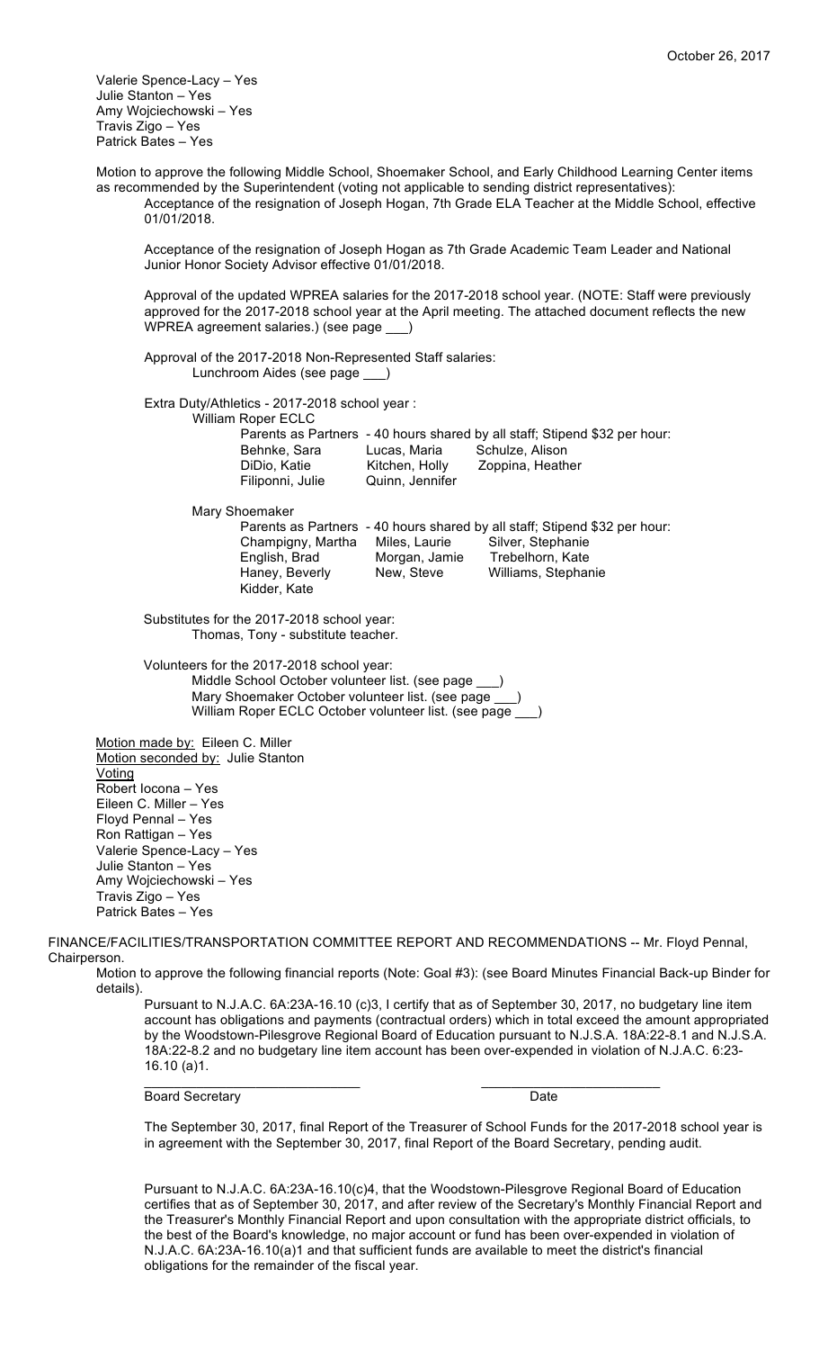Valerie Spence-Lacy – Yes
Julie Stanton – Yes
Amy Wojciechowski – Yes
Travis Zigo – Yes
Patrick Bates – Yes

Motion to approve the following Middle School, Shoemaker School, and Early Childhood Learning Center items as recommended by the Superintendent (voting not applicable to sending district representatives):

Acceptance of the resignation of Joseph Hogan, 7th Grade ELA Teacher at the Middle School, effective 01/01/2018.

Acceptance of the resignation of Joseph Hogan as 7th Grade Academic Team Leader and National Junior Honor Society Advisor effective 01/01/2018.

Approval of the updated WPREA salaries for the 2017-2018 school year. (NOTE: Staff were previously approved for the 2017-2018 school year at the April meeting. The attached document reflects the new WPREA agreement salaries.) (see page ___)

Approval of the 2017-2018 Non-Represented Staff salaries:
Lunchroom Aides (see page ___)

Extra Duty/Athletics - 2017-2018 school year :

William Roper ECLC
Parents as Partners - 40 hours shared by all staff; Stipend $32 per hour:

| | | |
|---|---|---|
| Behnke, Sara | Lucas, Maria | Schulze, Alison |
| DiDio, Katie | Kitchen, Holly | Zoppina, Heather |
| Filiponni, Julie | Quinn, Jennifer | |

Mary Shoemaker
Parents as Partners - 40 hours shared by all staff; Stipend $32 per hour:

| | | |
|---|---|---|
| Champigny, Martha | Miles, Laurie | Silver, Stephanie |
| English, Brad | Morgan, Jamie | Trebelhorn, Kate |
| Haney, Beverly | New, Steve | Williams, Stephanie |
| Kidder, Kate | | |

Substitutes for the 2017-2018 school year:
Thomas, Tony - substitute teacher.

Volunteers for the 2017-2018 school year:
Middle School October volunteer list. (see page ___)
Mary Shoemaker October volunteer list. (see page ___)
William Roper ECLC October volunteer list. (see page ___)

Motion made by: Eileen C. Miller
Motion seconded by: Julie Stanton
Voting
Robert Iocona – Yes
Eileen C. Miller – Yes
Floyd Pennal – Yes
Ron Rattigan – Yes
Valerie Spence-Lacy – Yes
Julie Stanton – Yes
Amy Wojciechowski – Yes
Travis Zigo – Yes
Patrick Bates – Yes

FINANCE/FACILITIES/TRANSPORTATION COMMITTEE REPORT AND RECOMMENDATIONS -- Mr. Floyd Pennal, Chairperson.

Motion to approve the following financial reports (Note: Goal #3): (see Board Minutes Financial Back-up Binder for details).

Pursuant to N.J.A.C. 6A:23A-16.10 (c)3, I certify that as of September 30, 2017, no budgetary line item account has obligations and payments (contractual orders) which in total exceed the amount appropriated by the Woodstown-Pilesgrove Regional Board of Education pursuant to N.J.S.A. 18A:22-8.1 and N.J.S.A. 18A:22-8.2 and no budgetary line item account has been over-expended in violation of N.J.A.C. 6:23-16.10 (a)1.

_____________________________ &nbsp;&nbsp;&nbsp;&nbsp; _________________________
Board Secretary &nbsp;&nbsp;&nbsp;&nbsp; Date

The September 30, 2017, final Report of the Treasurer of School Funds for the 2017-2018 school year is in agreement with the September 30, 2017, final Report of the Board Secretary, pending audit.

Pursuant to N.J.A.C. 6A:23A-16.10(c)4, that the Woodstown-Pilesgrove Regional Board of Education certifies that as of September 30, 2017, and after review of the Secretary's Monthly Financial Report and the Treasurer's Monthly Financial Report and upon consultation with the appropriate district officials, to the best of the Board's knowledge, no major account or fund has been over-expended in violation of N.J.A.C. 6A:23A-16.10(a)1 and that sufficient funds are available to meet the district's financial obligations for the remainder of the fiscal year.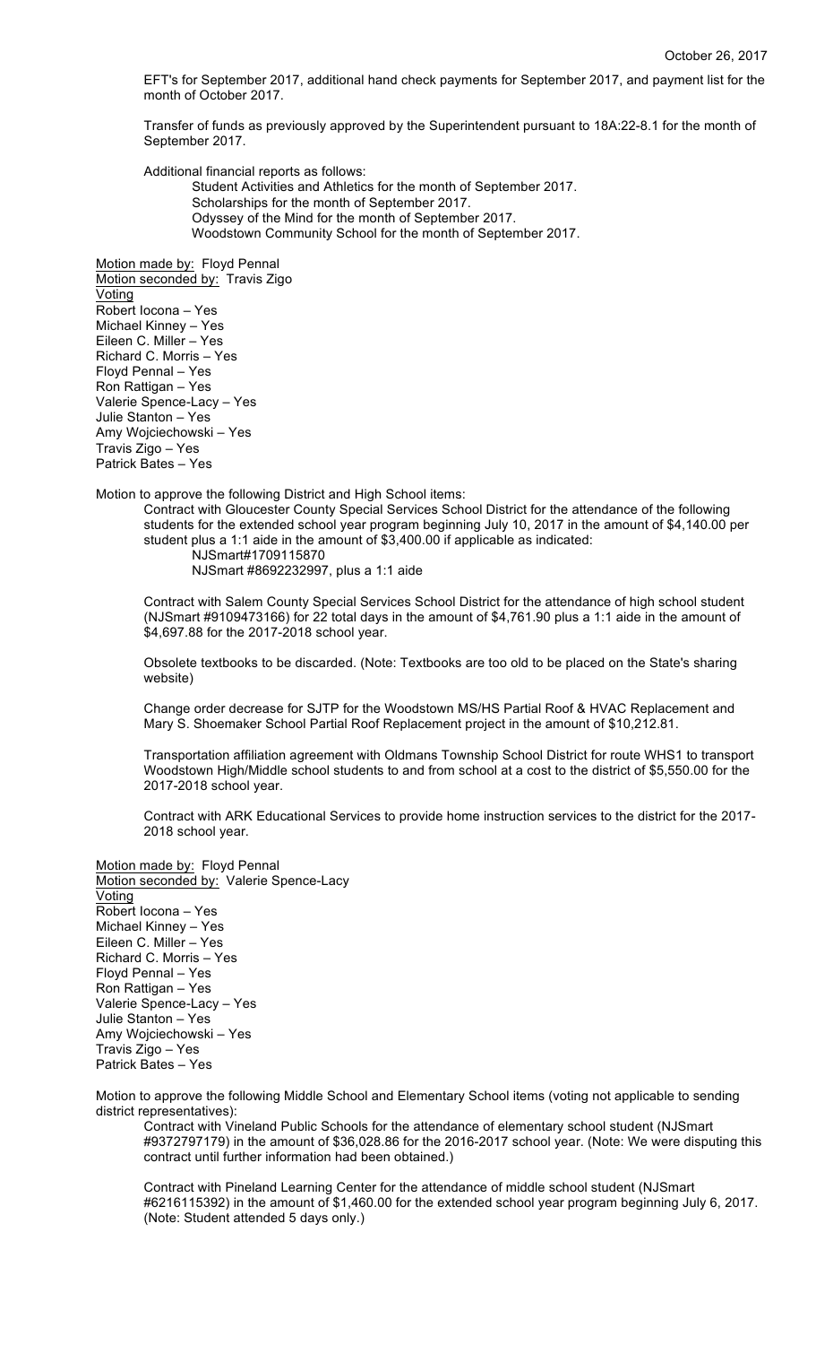EFT's for September 2017, additional hand check payments for September 2017, and payment list for the month of October 2017.

Transfer of funds as previously approved by the Superintendent pursuant to 18A:22-8.1 for the month of September 2017.

Additional financial reports as follows:

Student Activities and Athletics for the month of September 2017.
Scholarships for the month of September 2017.
Odyssey of the Mind for the month of September 2017.
Woodstown Community School for the month of September 2017.

Motion made by: Floyd Pennal
Motion seconded by: Travis Zigo
Voting
Robert Iocona – Yes
Michael Kinney – Yes
Eileen C. Miller – Yes
Richard C. Morris – Yes
Floyd Pennal – Yes
Ron Rattigan – Yes
Valerie Spence-Lacy – Yes
Julie Stanton – Yes
Amy Wojciechowski – Yes
Travis Zigo – Yes
Patrick Bates – Yes

Motion to approve the following District and High School items:

Contract with Gloucester County Special Services School District for the attendance of the following students for the extended school year program beginning July 10, 2017 in the amount of $4,140.00 per student plus a 1:1 aide in the amount of $3,400.00 if applicable as indicated:

NJSmart#1709115870
NJSmart #8692232997, plus a 1:1 aide

Contract with Salem County Special Services School District for the attendance of high school student (NJSmart #9109473166) for 22 total days in the amount of $4,761.90 plus a 1:1 aide in the amount of $4,697.88 for the 2017-2018 school year.

Obsolete textbooks to be discarded. (Note: Textbooks are too old to be placed on the State's sharing website)

Change order decrease for SJTP for the Woodstown MS/HS Partial Roof & HVAC Replacement and Mary S. Shoemaker School Partial Roof Replacement project in the amount of $10,212.81.

Transportation affiliation agreement with Oldmans Township School District for route WHS1 to transport Woodstown High/Middle school students to and from school at a cost to the district of $5,550.00 for the 2017-2018 school year.

Contract with ARK Educational Services to provide home instruction services to the district for the 2017-2018 school year.

Motion made by: Floyd Pennal
Motion seconded by: Valerie Spence-Lacy
Voting
Robert Iocona – Yes
Michael Kinney – Yes
Eileen C. Miller – Yes
Richard C. Morris – Yes
Floyd Pennal – Yes
Ron Rattigan – Yes
Valerie Spence-Lacy – Yes
Julie Stanton – Yes
Amy Wojciechowski – Yes
Travis Zigo – Yes
Patrick Bates – Yes

Motion to approve the following Middle School and Elementary School items (voting not applicable to sending district representatives):

Contract with Vineland Public Schools for the attendance of elementary school student (NJSmart #9372797179) in the amount of $36,028.86 for the 2016-2017 school year. (Note: We were disputing this contract until further information had been obtained.)

Contract with Pineland Learning Center for the attendance of middle school student (NJSmart #6216115392) in the amount of $1,460.00 for the extended school year program beginning July 6, 2017. (Note: Student attended 5 days only.)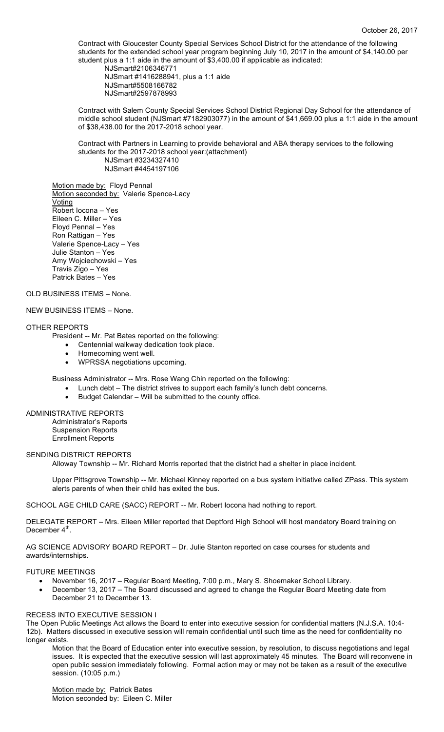October 26, 2017

Contract with Gloucester County Special Services School District for the attendance of the following students for the extended school year program beginning July 10, 2017 in the amount of $4,140.00 per student plus a 1:1 aide in the amount of $3,400.00 if applicable as indicated:

NJSmart#2106346771
NJSmart #1416288941, plus a 1:1 aide
NJSmart#5508166782
NJSmart#2597878993

Contract with Salem County Special Services School District Regional Day School for the attendance of middle school student (NJSmart #7182903077) in the amount of $41,669.00 plus a 1:1 aide in the amount of $38,438.00 for the 2017-2018 school year.

Contract with Partners in Learning to provide behavioral and ABA therapy services to the following students for the 2017-2018 school year:(attachment)

NJSmart #3234327410
NJSmart #4454197106

Motion made by: Floyd Pennal
Motion seconded by: Valerie Spence-Lacy
Voting
Robert Iocona – Yes
Eileen C. Miller – Yes
Floyd Pennal – Yes
Ron Rattigan – Yes
Valerie Spence-Lacy – Yes
Julie Stanton – Yes
Amy Wojciechowski – Yes
Travis Zigo – Yes
Patrick Bates – Yes

OLD BUSINESS ITEMS – None.

NEW BUSINESS ITEMS – None.

OTHER REPORTS

President -- Mr. Pat Bates reported on the following:

- Centennial walkway dedication took place.
- Homecoming went well.
- WPRSSA negotiations upcoming.

Business Administrator -- Mrs. Rose Wang Chin reported on the following:

- Lunch debt – The district strives to support each family's lunch debt concerns.
- Budget Calendar – Will be submitted to the county office.

ADMINISTRATIVE REPORTS

Administrator's Reports
Suspension Reports
Enrollment Reports

SENDING DISTRICT REPORTS

Alloway Township -- Mr. Richard Morris reported that the district had a shelter in place incident.

Upper Pittsgrove Township -- Mr. Michael Kinney reported on a bus system initiative called ZPass. This system alerts parents of when their child has exited the bus.

SCHOOL AGE CHILD CARE (SACC) REPORT -- Mr. Robert Iocona had nothing to report.

DELEGATE REPORT – Mrs. Eileen Miller reported that Deptford High School will host mandatory Board training on December 4th.

AG SCIENCE ADVISORY BOARD REPORT – Dr. Julie Stanton reported on case courses for students and awards/internships.

FUTURE MEETINGS

- November 16, 2017 – Regular Board Meeting, 7:00 p.m., Mary S. Shoemaker School Library.
- December 13, 2017 – The Board discussed and agreed to change the Regular Board Meeting date from December 21 to December 13.

RECESS INTO EXECUTIVE SESSION I

The Open Public Meetings Act allows the Board to enter into executive session for confidential matters (N.J.S.A. 10:4-12b). Matters discussed in executive session will remain confidential until such time as the need for confidentiality no longer exists.

Motion that the Board of Education enter into executive session, by resolution, to discuss negotiations and legal issues. It is expected that the executive session will last approximately 45 minutes. The Board will reconvene in open public session immediately following. Formal action may or may not be taken as a result of the executive session. (10:05 p.m.)

Motion made by: Patrick Bates
Motion seconded by: Eileen C. Miller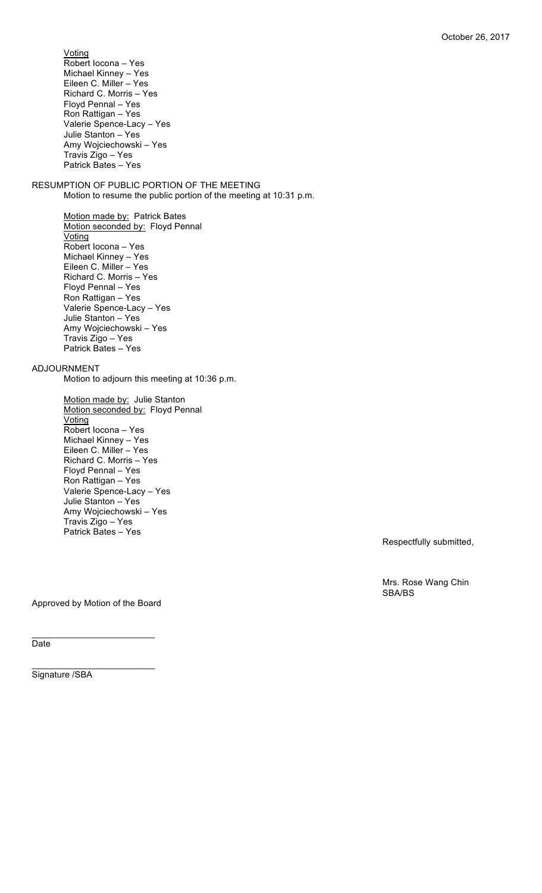October 26, 2017

<u>Voting</u>
Robert Iocona – Yes
Michael Kinney – Yes
Eileen C. Miller – Yes
Richard C. Morris – Yes
Floyd Pennal – Yes
Ron Rattigan – Yes
Valerie Spence-Lacy – Yes
Julie Stanton – Yes
Amy Wojciechowski – Yes
Travis Zigo – Yes
Patrick Bates – Yes

RESUMPTION OF PUBLIC PORTION OF THE MEETING

Motion to resume the public portion of the meeting at 10:31 p.m.

<u>Motion made by:</u> Patrick Bates
<u>Motion seconded by:</u> Floyd Pennal
<u>Voting</u>
Robert Iocona – Yes
Michael Kinney – Yes
Eileen C. Miller – Yes
Richard C. Morris – Yes
Floyd Pennal – Yes
Ron Rattigan – Yes
Valerie Spence-Lacy – Yes
Julie Stanton – Yes
Amy Wojciechowski – Yes
Travis Zigo – Yes
Patrick Bates – Yes

ADJOURNMENT

Motion to adjourn this meeting at 10:36 p.m.

<u>Motion made by:</u> Julie Stanton
<u>Motion seconded by:</u> Floyd Pennal
<u>Voting</u>
Robert Iocona – Yes
Michael Kinney – Yes
Eileen C. Miller – Yes
Richard C. Morris – Yes
Floyd Pennal – Yes
Ron Rattigan – Yes
Valerie Spence-Lacy – Yes
Julie Stanton – Yes
Amy Wojciechowski – Yes
Travis Zigo – Yes
Patrick Bates – Yes

Respectfully submitted,

Mrs. Rose Wang Chin
SBA/BS

Approved by Motion of the Board

\_\_\_\_\_\_\_\_\_\_\_\_\_\_\_\_\_\_\_\_\_\_\_\_\_
Date

\_\_\_\_\_\_\_\_\_\_\_\_\_\_\_\_\_\_\_\_\_\_\_\_\_
Signature /SBA